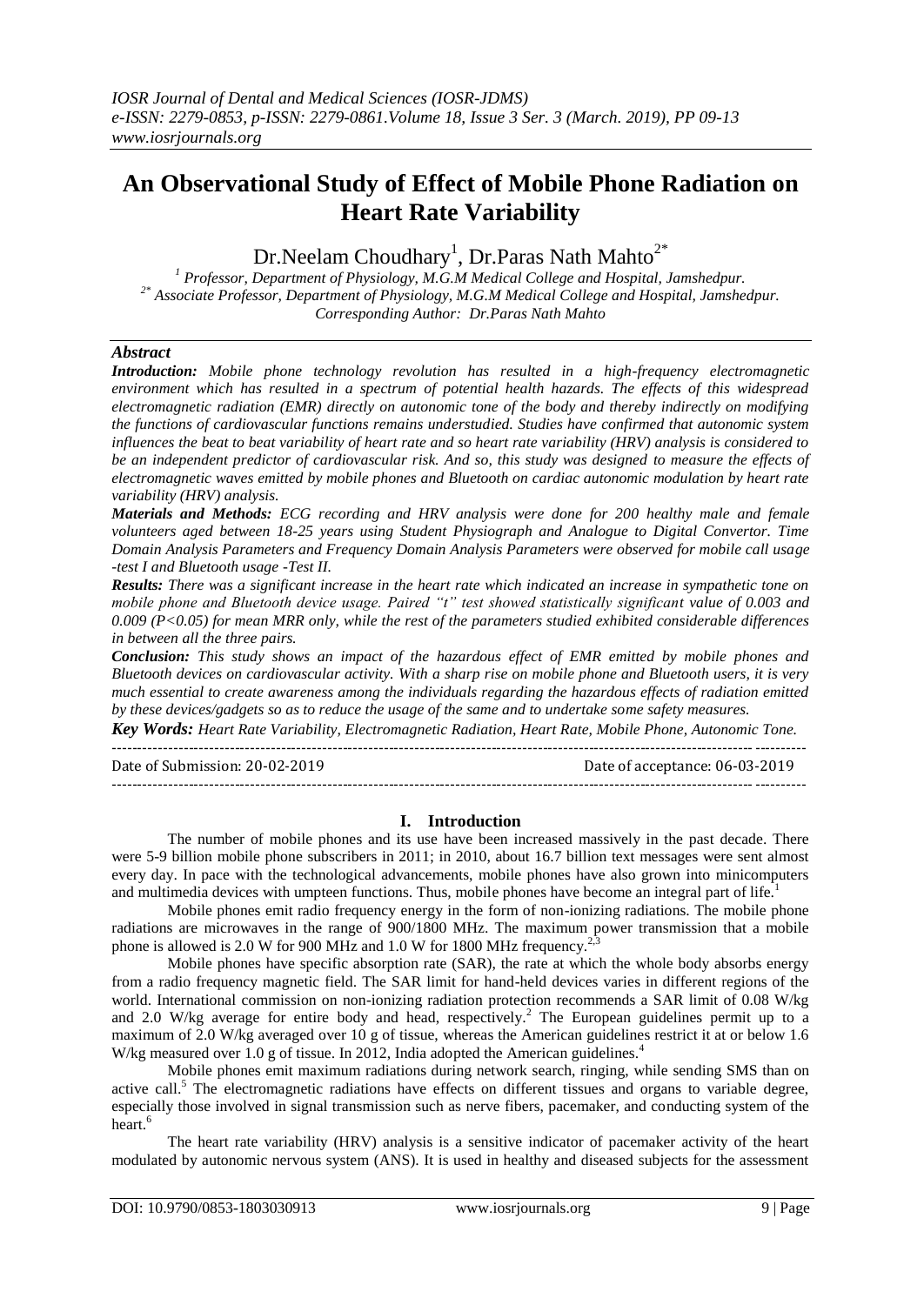# An Observational Study of Effect of Mobile Phone Radiation on Heart Rate Variability

Dr.Neelam Choudhary[1], Dr.Paras Nath Mahto[2*]

[1] Professor, Department of Physiology, M.G.M Medical College and Hospital, Jamshedpur.
[2*] Associate Professor, Department of Physiology, M.G.M Medical College and Hospital, Jamshedpur.
Corresponding Author: Dr.Paras Nath Mahto

## Abstract

***Introduction:*** *Mobile phone technology revolution has resulted in a high-frequency electromagnetic environment which has resulted in a spectrum of potential health hazards. The effects of this widespread electromagnetic radiation (EMR) directly on autonomic tone of the body and thereby indirectly on modifying the functions of cardiovascular functions remains understudied. Studies have confirmed that autonomic system influences the beat to beat variability of heart rate and so heart rate variability (HRV) analysis is considered to be an independent predictor of cardiovascular risk. And so, this study was designed to measure the effects of electromagnetic waves emitted by mobile phones and Bluetooth on cardiac autonomic modulation by heart rate variability (HRV) analysis.*

***Materials and Methods:*** *ECG recording and HRV analysis were done for 200 healthy male and female volunteers aged between 18-25 years using Student Physiograph and Analogue to Digital Convertor. Time Domain Analysis Parameters and Frequency Domain Analysis Parameters were observed for mobile call usage -test I and Bluetooth usage -Test II.*

***Results:*** *There was a significant increase in the heart rate which indicated an increase in sympathetic tone on mobile phone and Bluetooth device usage. Paired "t" test showed statistically significant value of 0.003 and 0.009 (P<0.05) for mean MRR only, while the rest of the parameters studied exhibited considerable differences in between all the three pairs.*

***Conclusion:*** *This study shows an impact of the hazardous effect of EMR emitted by mobile phones and Bluetooth devices on cardiovascular activity. With a sharp rise on mobile phone and Bluetooth users, it is very much essential to create awareness among the individuals regarding the hazardous effects of radiation emitted by these devices/gadgets so as to reduce the usage of the same and to undertake some safety measures.*

***Key Words:*** *Heart Rate Variability, Electromagnetic Radiation, Heart Rate, Mobile Phone, Autonomic Tone.*

Date of Submission: 20-02-2019 | Date of acceptance: 06-03-2019

## I. Introduction

The number of mobile phones and its use have been increased massively in the past decade. There were 5-9 billion mobile phone subscribers in 2011; in 2010, about 16.7 billion text messages were sent almost every day. In pace with the technological advancements, mobile phones have also grown into minicomputers and multimedia devices with umpteen functions. Thus, mobile phones have become an integral part of life.[1]

Mobile phones emit radio frequency energy in the form of non-ionizing radiations. The mobile phone radiations are microwaves in the range of 900/1800 MHz. The maximum power transmission that a mobile phone is allowed is 2.0 W for 900 MHz and 1.0 W for 1800 MHz frequency.[2,3]

Mobile phones have specific absorption rate (SAR), the rate at which the whole body absorbs energy from a radio frequency magnetic field. The SAR limit for hand-held devices varies in different regions of the world. International commission on non-ionizing radiation protection recommends a SAR limit of 0.08 W/kg and 2.0 W/kg average for entire body and head, respectively.[2] The European guidelines permit up to a maximum of 2.0 W/kg averaged over 10 g of tissue, whereas the American guidelines restrict it at or below 1.6 W/kg measured over 1.0 g of tissue. In 2012, India adopted the American guidelines.[4]

Mobile phones emit maximum radiations during network search, ringing, while sending SMS than on active call.[5] The electromagnetic radiations have effects on different tissues and organs to variable degree, especially those involved in signal transmission such as nerve fibers, pacemaker, and conducting system of the heart.[6]

The heart rate variability (HRV) analysis is a sensitive indicator of pacemaker activity of the heart modulated by autonomic nervous system (ANS). It is used in healthy and diseased subjects for the assessment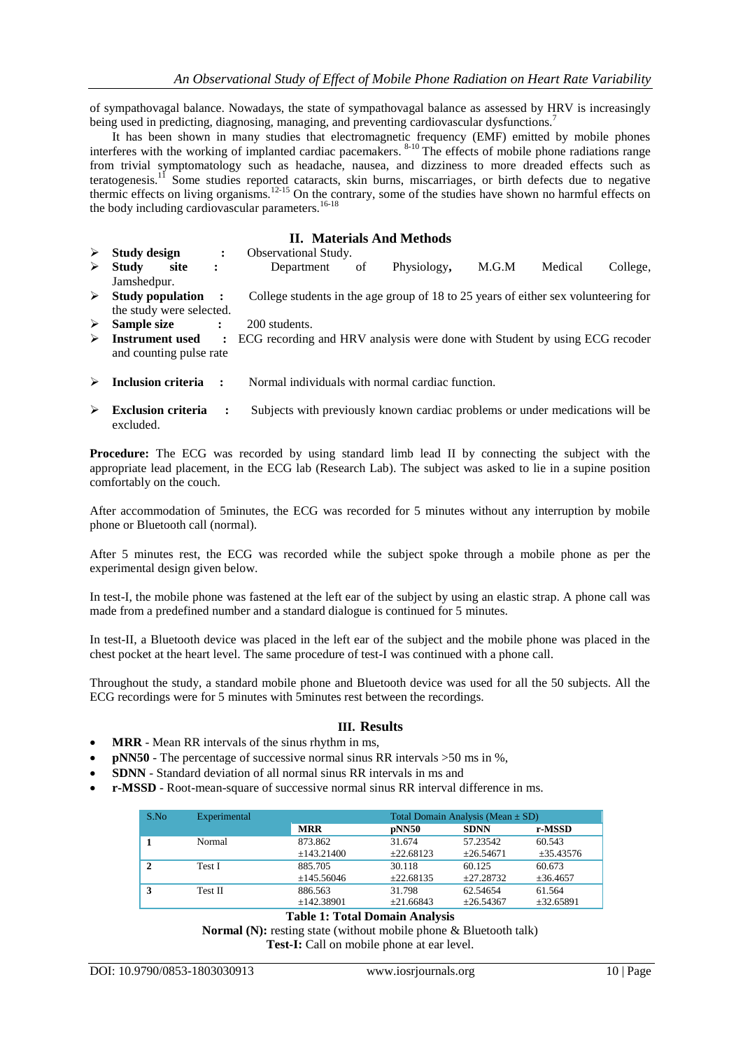of sympathovagal balance. Nowadays, the state of sympathovagal balance as assessed by HRV is increasingly being used in predicting, diagnosing, managing, and preventing cardiovascular dysfunctions.[7]

It has been shown in many studies that electromagnetic frequency (EMF) emitted by mobile phones interferes with the working of implanted cardiac pacemakers. [8-10] The effects of mobile phone radiations range from trivial symptomatology such as headache, nausea, and dizziness to more dreaded effects such as teratogenesis.[11] Some studies reported cataracts, skin burns, miscarriages, or birth defects due to negative thermic effects on living organisms.[12-15] On the contrary, some of the studies have shown no harmful effects on the body including cardiovascular parameters.[16-18]

## II. Materials And Methods

- **Study design** : Observational Study.
- **Study site** : Department of Physiology, M.G.M Medical College, Jamshedpur.
- **Study population** : College students in the age group of 18 to 25 years of either sex volunteering for the study were selected.
- **Sample size** : 200 students.
- **Instrument used** : ECG recording and HRV analysis were done with Student by using ECG recoder and counting pulse rate
- **Inclusion criteria** : Normal individuals with normal cardiac function.
- **Exclusion criteria** : Subjects with previously known cardiac problems or under medications will be excluded.

**Procedure:** The ECG was recorded by using standard limb lead II by connecting the subject with the appropriate lead placement, in the ECG lab (Research Lab). The subject was asked to lie in a supine position comfortably on the couch.

After accommodation of 5minutes, the ECG was recorded for 5 minutes without any interruption by mobile phone or Bluetooth call (normal).

After 5 minutes rest, the ECG was recorded while the subject spoke through a mobile phone as per the experimental design given below.

In test-I, the mobile phone was fastened at the left ear of the subject by using an elastic strap. A phone call was made from a predefined number and a standard dialogue is continued for 5 minutes.

In test-II, a Bluetooth device was placed in the left ear of the subject and the mobile phone was placed in the chest pocket at the heart level. The same procedure of test-I was continued with a phone call.

Throughout the study, a standard mobile phone and Bluetooth device was used for all the 50 subjects. All the ECG recordings were for 5 minutes with 5minutes rest between the recordings.

## III. Results

- **MRR** - Mean RR intervals of the sinus rhythm in ms,
- **pNN50** - The percentage of successive normal sinus RR intervals >50 ms in %,
- **SDNN** - Standard deviation of all normal sinus RR intervals in ms and
- **r-MSSD** - Root-mean-square of successive normal sinus RR interval difference in ms.

| S.No | Experimental | Total Domain Analysis (Mean ± SD) | | | |
|---|---|---|---|---|---|
| | | **MRR** | **pNN50** | **SDNN** | **r-MSSD** |
| **1** | Normal | 873.862 ±143.21400 | 31.674 ±22.68123 | 57.23542 ±26.54671 | 60.543 ±35.43576 |
| **2** | Test I | 885.705 ±145.56046 | 30.118 ±22.68135 | 60.125 ±27.28732 | 60.673 ±36.4657 |
| **3** | Test II | 886.563 ±142.38901 | 31.798 ±21.66843 | 62.54654 ±26.54367 | 61.564 ±32.65891 |

**Table 1: Total Domain Analysis**

**Normal (N):** resting state (without mobile phone & Bluetooth talk)

**Test-I:** Call on mobile phone at ear level.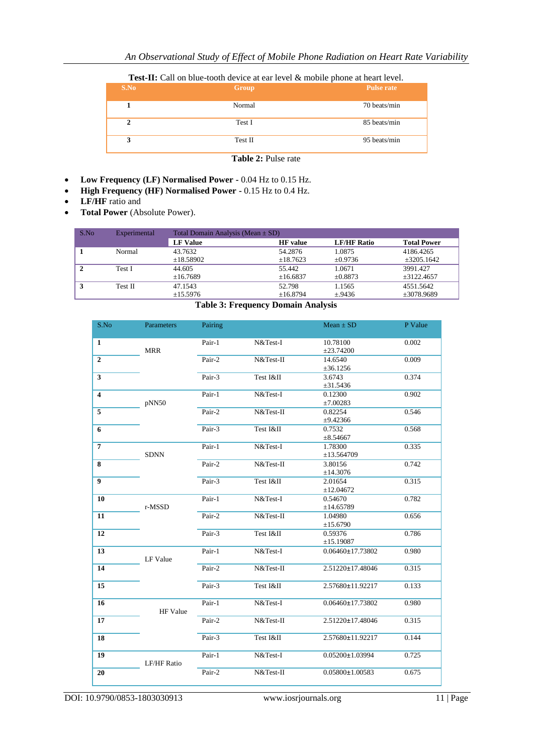**Test-II:** Call on blue-tooth device at ear level & mobile phone at heart level.

| S.No | Group | Pulse rate |
|---|---|---|
| 1 | Normal | 70 beats/min |
| 2 | Test I | 85 beats/min |
| 3 | Test II | 95 beats/min |

**Table 2:** Pulse rate

- **Low Frequency (LF) Normalised Power** - 0.04 Hz to 0.15 Hz.
- **High Frequency (HF) Normalised Power** - 0.15 Hz to 0.4 Hz.
- **LF/HF** ratio and
- **Total Power** (Absolute Power).

| S.No | Experimental | Total Domain Analysis (Mean ± SD) | | | |
|---|---|---|---|---|---|
| | | **LF Value** | **HF value** | **LF/HF Ratio** | **Total Power** |
| **1** | Normal | 43.7632 ±18.58902 | 54.2876 ±18.7623 | 1.0875 ±0.9736 | 4186.4265 ±3205.1642 |
| **2** | Test I | 44.605 ±16.7689 | 55.442 ±16.6837 | 1.0671 ±0.8873 | 3991.427 ±3122.4657 |
| **3** | Test II | 47.1543 ±15.5976 | 52.798 ±16.8794 | 1.1565 ±.9436 | 4551.5642 ±3078.9689 |

**Table 3: Frequency Domain Analysis**

| S.No | Parameters | Pairing | | Mean ± SD | P Value |
|---|---|---|---|---|---|
| **1** | MRR | Pair-1 | N&Test-I | 10.78100 ±23.74200 | 0.002 |
| **2** | | Pair-2 | N&Test-II | 14.6540 ±36.1256 | 0.009 |
| **3** | | Pair-3 | Test I&II | 3.6743 ±31.5436 | 0.374 |
| **4** | pNN50 | Pair-1 | N&Test-I | 0.12300 ±7.00283 | 0.902 |
| **5** | | Pair-2 | N&Test-II | 0.82254 ±9.42366 | 0.546 |
| **6** | | Pair-3 | Test I&II | 0.7532 ±8.54667 | 0.568 |
| **7** | SDNN | Pair-1 | N&Test-I | 1.78300 ±13.564709 | 0.335 |
| **8** | | Pair-2 | N&Test-II | 3.80156 ±14.3076 | 0.742 |
| **9** | | Pair-3 | Test I&II | 2.01654 ±12.04672 | 0.315 |
| **10** | r-MSSD | Pair-1 | N&Test-I | 0.54670 ±14.65789 | 0.782 |
| **11** | | Pair-2 | N&Test-II | 1.04980 ±15.6790 | 0.656 |
| **12** | | Pair-3 | Test I&II | 0.59376 ±15.19087 | 0.786 |
| **13** | LF Value | Pair-1 | N&Test-I | 0.06460±17.73802 | 0.980 |
| **14** | | Pair-2 | N&Test-II | 2.51220±17.48046 | 0.315 |
| **15** | | Pair-3 | Test I&II | 2.57680±11.92217 | 0.133 |
| **16** | HF Value | Pair-1 | N&Test-I | 0.06460±17.73802 | 0.980 |
| **17** | | Pair-2 | N&Test-II | 2.51220±17.48046 | 0.315 |
| **18** | | Pair-3 | Test I&II | 2.57680±11.92217 | 0.144 |
| **19** | LF/HF Ratio | Pair-1 | N&Test-I | 0.05200±1.03994 | 0.725 |
| **20** | | Pair-2 | N&Test-II | 0.05800±1.00583 | 0.675 |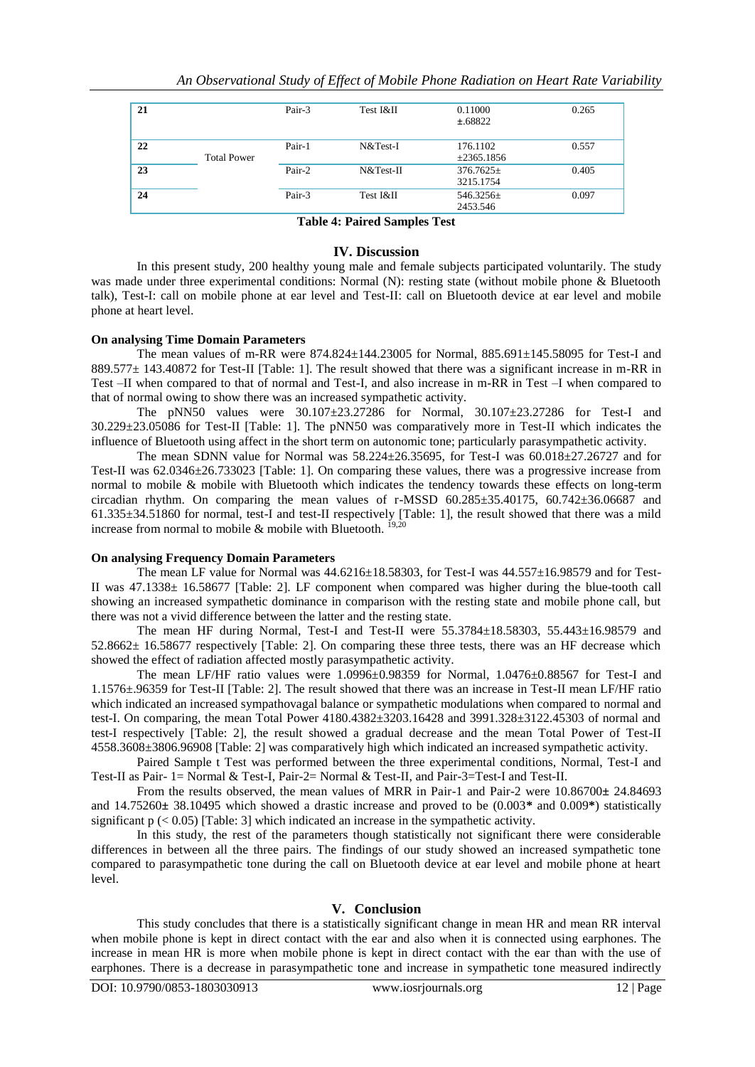| 21 |  | Pair-3 | Test I&II | 0.11000 ±.68822 | 0.265 |
|---|---|---|---|---|---|
| 22 | Total Power | Pair-1 | N&Test-I | 176.1102 ±2365.1856 | 0.557 |
| 23 |  | Pair-2 | N&Test-II | 376.7625± 3215.1754 | 0.405 |
| 24 |  | Pair-3 | Test I&II | 546.3256± 2453.546 | 0.097 |

**Table 4: Paired Samples Test**

## IV. Discussion

In this present study, 200 healthy young male and female subjects participated voluntarily. The study was made under three experimental conditions: Normal (N): resting state (without mobile phone & Bluetooth talk), Test-I: call on mobile phone at ear level and Test-II: call on Bluetooth device at ear level and mobile phone at heart level.

**On analysing Time Domain Parameters**

The mean values of m-RR were 874.824±144.23005 for Normal, 885.691±145.58095 for Test-I and 889.577± 143.40872 for Test-II [Table: 1]. The result showed that there was a significant increase in m-RR in Test –II when compared to that of normal and Test-I, and also increase in m-RR in Test –I when compared to that of normal owing to show there was an increased sympathetic activity.

The pNN50 values were 30.107±23.27286 for Normal, 30.107±23.27286 for Test-I and 30.229±23.05086 for Test-II [Table: 1]. The pNN50 was comparatively more in Test-II which indicates the influence of Bluetooth using affect in the short term on autonomic tone; particularly parasympathetic activity.

The mean SDNN value for Normal was 58.224±26.35695, for Test-I was 60.018±27.26727 and for Test-II was 62.0346±26.733023 [Table: 1]. On comparing these values, there was a progressive increase from normal to mobile & mobile with Bluetooth which indicates the tendency towards these effects on long-term circadian rhythm. On comparing the mean values of r-MSSD 60.285±35.40175, 60.742±36.06687 and 61.335±34.51860 for normal, test-I and test-II respectively [Table: 1], the result showed that there was a mild increase from normal to mobile & mobile with Bluetooth. [19,20]

**On analysing Frequency Domain Parameters**

The mean LF value for Normal was 44.6216±18.58303, for Test-I was 44.557±16.98579 and for Test-II was 47.1338± 16.58677 [Table: 2]. LF component when compared was higher during the blue-tooth call showing an increased sympathetic dominance in comparison with the resting state and mobile phone call, but there was not a vivid difference between the latter and the resting state.

The mean HF during Normal, Test-I and Test-II were 55.3784±18.58303, 55.443±16.98579 and 52.8662± 16.58677 respectively [Table: 2]. On comparing these three tests, there was an HF decrease which showed the effect of radiation affected mostly parasympathetic activity.

The mean LF/HF ratio values were 1.0996±0.98359 for Normal, 1.0476±0.88567 for Test-I and 1.1576±.96359 for Test-II [Table: 2]. The result showed that there was an increase in Test-II mean LF/HF ratio which indicated an increased sympathovagal balance or sympathetic modulations when compared to normal and test-I. On comparing, the mean Total Power 4180.4382±3203.16428 and 3991.328±3122.45303 of normal and test-I respectively [Table: 2], the result showed a gradual decrease and the mean Total Power of Test-II 4558.3608±3806.96908 [Table: 2] was comparatively high which indicated an increased sympathetic activity.

Paired Sample t Test was performed between the three experimental conditions, Normal, Test-I and Test-II as Pair- 1= Normal & Test-I, Pair-2= Normal & Test-II, and Pair-3=Test-I and Test-II.

From the results observed, the mean values of MRR in Pair-1 and Pair-2 were 10.86700**±** 24.84693 and 14.75260**±** 38.10495 which showed a drastic increase and proved to be (0.003**\*** and 0.009**\***) statistically significant p (< 0.05) [Table: 3] which indicated an increase in the sympathetic activity.

In this study, the rest of the parameters though statistically not significant there were considerable differences in between all the three pairs. The findings of our study showed an increased sympathetic tone compared to parasympathetic tone during the call on Bluetooth device at ear level and mobile phone at heart level.

## V. Conclusion

This study concludes that there is a statistically significant change in mean HR and mean RR interval when mobile phone is kept in direct contact with the ear and also when it is connected using earphones. The increase in mean HR is more when mobile phone is kept in direct contact with the ear than with the use of earphones. There is a decrease in parasympathetic tone and increase in sympathetic tone measured indirectly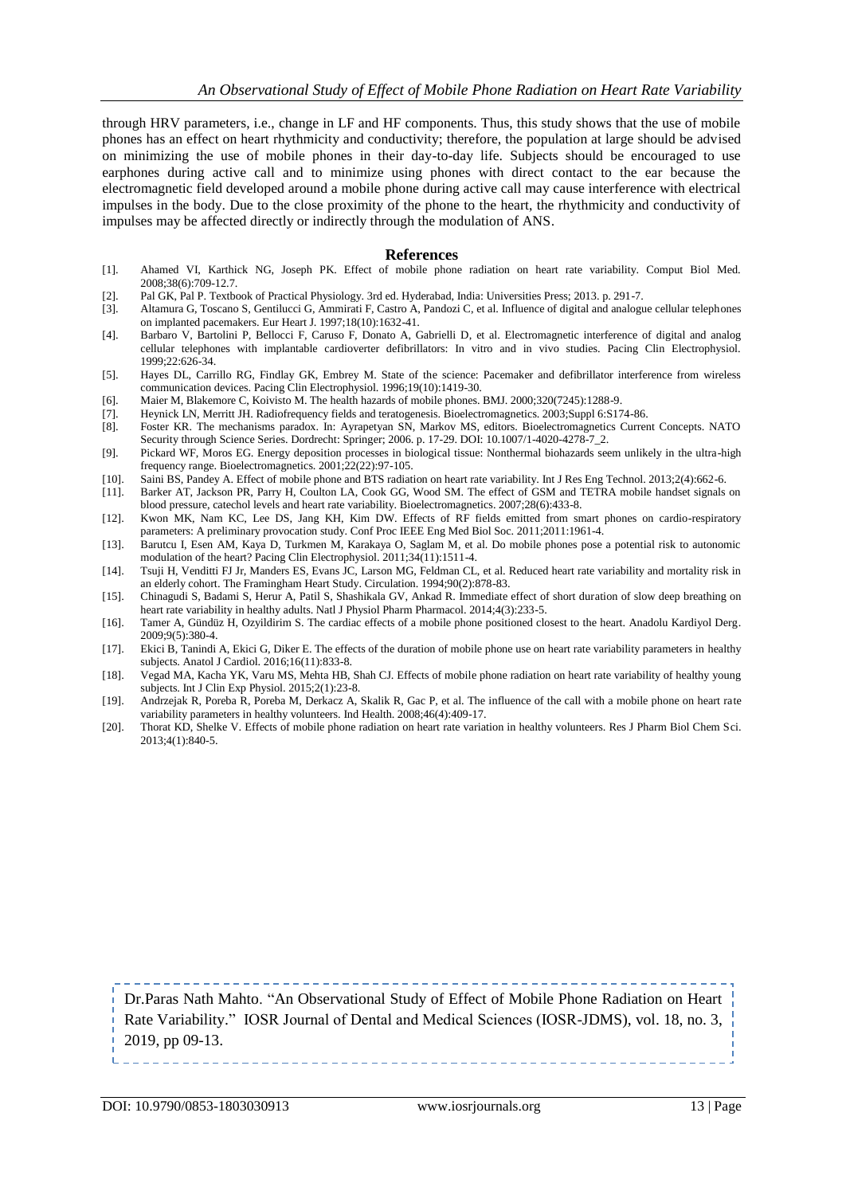through HRV parameters, i.e., change in LF and HF components. Thus, this study shows that the use of mobile phones has an effect on heart rhythmicity and conductivity; therefore, the population at large should be advised on minimizing the use of mobile phones in their day-to-day life. Subjects should be encouraged to use earphones during active call and to minimize using phones with direct contact to the ear because the electromagnetic field developed around a mobile phone during active call may cause interference with electrical impulses in the body. Due to the close proximity of the phone to the heart, the rhythmicity and conductivity of impulses may be affected directly or indirectly through the modulation of ANS.

## References

[1]. Ahamed VI, Karthick NG, Joseph PK. Effect of mobile phone radiation on heart rate variability. Comput Biol Med. 2008;38(6):709-12.7.

[2]. Pal GK, Pal P. Textbook of Practical Physiology. 3rd ed. Hyderabad, India: Universities Press; 2013. p. 291-7.

[3]. Altamura G, Toscano S, Gentilucci G, Ammirati F, Castro A, Pandozi C, et al. Influence of digital and analogue cellular telephones on implanted pacemakers. Eur Heart J. 1997;18(10):1632-41.

[4]. Barbaro V, Bartolini P, Bellocci F, Caruso F, Donato A, Gabrielli D, et al. Electromagnetic interference of digital and analog cellular telephones with implantable cardioverter defibrillators: In vitro and in vivo studies. Pacing Clin Electrophysiol. 1999;22:626-34.

[5]. Hayes DL, Carrillo RG, Findlay GK, Embrey M. State of the science: Pacemaker and defibrillator interference from wireless communication devices. Pacing Clin Electrophysiol. 1996;19(10):1419-30.

[6]. Maier M, Blakemore C, Koivisto M. The health hazards of mobile phones. BMJ. 2000;320(7245):1288-9.

[7]. Heynick LN, Merritt JH. Radiofrequency fields and teratogenesis. Bioelectromagnetics. 2003;Suppl 6:S174-86.

[8]. Foster KR. The mechanisms paradox. In: Ayrapetyan SN, Markov MS, editors. Bioelectromagnetics Current Concepts. NATO Security through Science Series. Dordrecht: Springer; 2006. p. 17-29. DOI: 10.1007/1-4020-4278-7_2.

[9]. Pickard WF, Moros EG. Energy deposition processes in biological tissue: Nonthermal biohazards seem unlikely in the ultra-high frequency range. Bioelectromagnetics. 2001;22(22):97-105.

[10]. Saini BS, Pandey A. Effect of mobile phone and BTS radiation on heart rate variability. Int J Res Eng Technol. 2013;2(4):662-6.

[11]. Barker AT, Jackson PR, Parry H, Coulton LA, Cook GG, Wood SM. The effect of GSM and TETRA mobile handset signals on blood pressure, catechol levels and heart rate variability. Bioelectromagnetics. 2007;28(6):433-8.

[12]. Kwon MK, Nam KC, Lee DS, Jang KH, Kim DW. Effects of RF fields emitted from smart phones on cardio-respiratory parameters: A preliminary provocation study. Conf Proc IEEE Eng Med Biol Soc. 2011;2011:1961-4.

[13]. Barutcu I, Esen AM, Kaya D, Turkmen M, Karakaya O, Saglam M, et al. Do mobile phones pose a potential risk to autonomic modulation of the heart? Pacing Clin Electrophysiol. 2011;34(11):1511-4.

[14]. Tsuji H, Venditti FJ Jr, Manders ES, Evans JC, Larson MG, Feldman CL, et al. Reduced heart rate variability and mortality risk in an elderly cohort. The Framingham Heart Study. Circulation. 1994;90(2):878-83.

[15]. Chinagudi S, Badami S, Herur A, Patil S, Shashikala GV, Ankad R. Immediate effect of short duration of slow deep breathing on heart rate variability in healthy adults. Natl J Physiol Pharm Pharmacol. 2014;4(3):233-5.

[16]. Tamer A, Gündüz H, Ozyildirim S. The cardiac effects of a mobile phone positioned closest to the heart. Anadolu Kardiyol Derg. 2009;9(5):380-4.

[17]. Ekici B, Tanindi A, Ekici G, Diker E. The effects of the duration of mobile phone use on heart rate variability parameters in healthy subjects. Anatol J Cardiol. 2016;16(11):833-8.

[18]. Vegad MA, Kacha YK, Varu MS, Mehta HB, Shah CJ. Effects of mobile phone radiation on heart rate variability of healthy young subjects. Int J Clin Exp Physiol. 2015;2(1):23-8.

[19]. Andrzejak R, Poreba R, Poreba M, Derkacz A, Skalik R, Gac P, et al. The influence of the call with a mobile phone on heart rate variability parameters in healthy volunteers. Ind Health. 2008;46(4):409-17.

[20]. Thorat KD, Shelke V. Effects of mobile phone radiation on heart rate variation in healthy volunteers. Res J Pharm Biol Chem Sci. 2013;4(1):840-5.

Dr.Paras Nath Mahto. "An Observational Study of Effect of Mobile Phone Radiation on Heart Rate Variability." IOSR Journal of Dental and Medical Sciences (IOSR-JDMS), vol. 18, no. 3, 2019, pp 09-13.